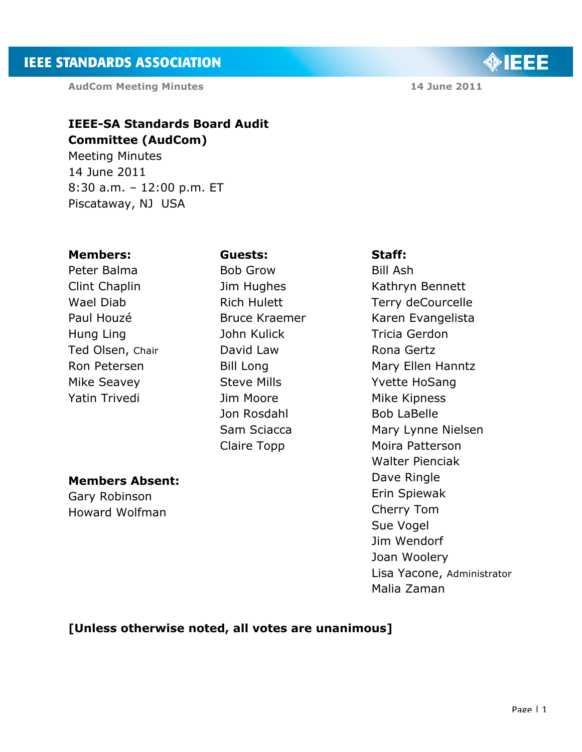# IEEE-SA Standards Board Audit Committee (AudCom)

Meeting Minutes
14 June 2011
8:30 a.m. – 12:00 p.m. ET
Piscataway, NJ USA

**Members:**
Peter Balma
Clint Chaplin
Wael Diab
Paul Houzé
Hung Ling
Ted Olsen, Chair
Ron Petersen
Mike Seavey
Yatin Trivedi

**Members Absent:**
Gary Robinson
Howard Wolfman

**Guests:**
Bob Grow
Jim Hughes
Rich Hulett
Bruce Kraemer
John Kulick
David Law
Bill Long
Steve Mills
Jim Moore
Jon Rosdahl
Sam Sciacca
Claire Topp

**Staff:**
Bill Ash
Kathryn Bennett
Terry deCourcelle
Karen Evangelista
Tricia Gerdon
Rona Gertz
Mary Ellen Hanntz
Yvette HoSang
Mike Kipness
Bob LaBelle
Mary Lynne Nielsen
Moira Patterson
Walter Pienciak
Dave Ringle
Erin Spiewak
Cherry Tom
Sue Vogel
Jim Wendorf
Joan Woolery
Lisa Yacone, Administrator
Malia Zaman

**[Unless otherwise noted, all votes are unanimous]**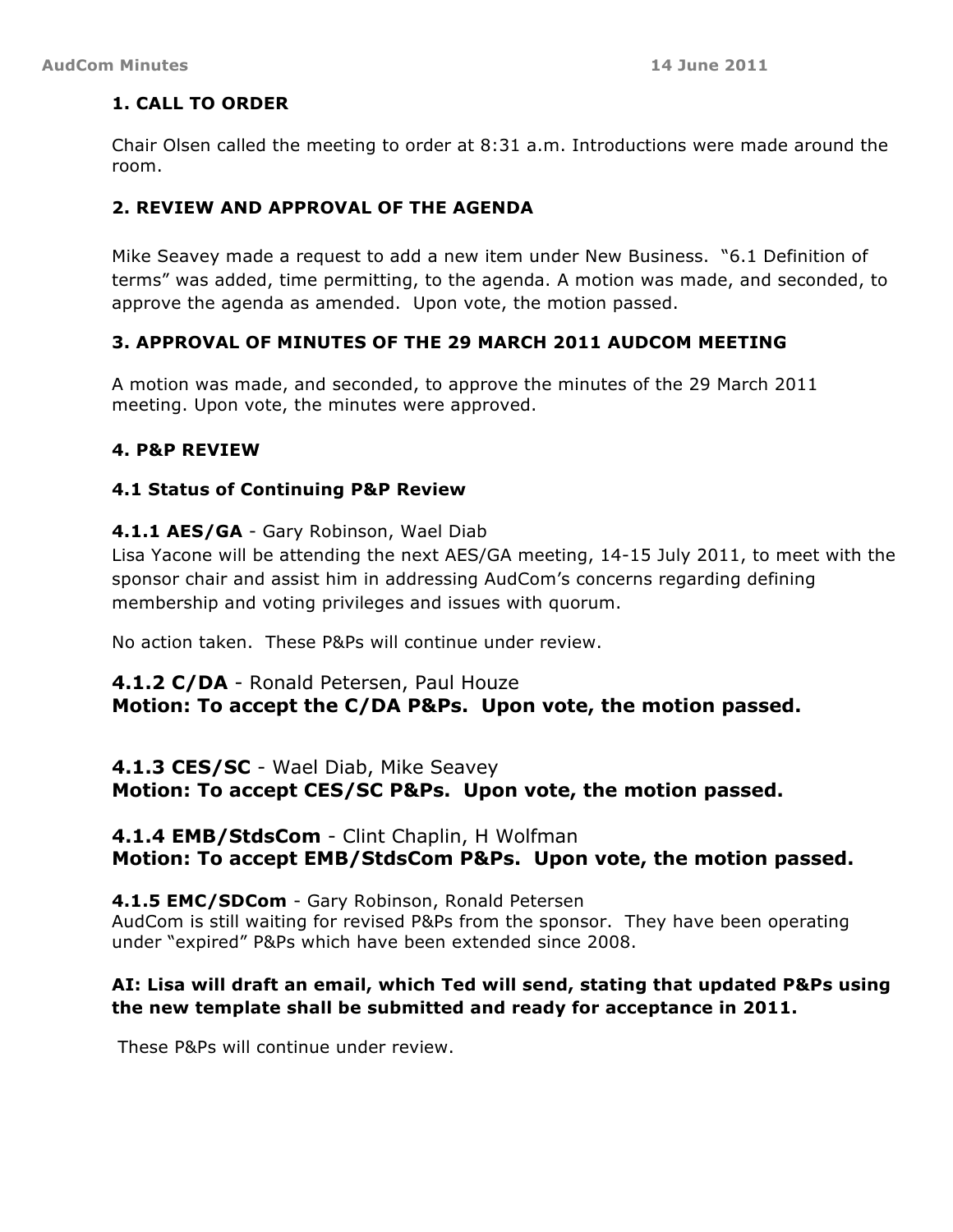## 1. CALL TO ORDER

Chair Olsen called the meeting to order at 8:31 a.m. Introductions were made around the room.

## 2. REVIEW AND APPROVAL OF THE AGENDA

Mike Seavey made a request to add a new item under New Business. "6.1 Definition of terms" was added, time permitting, to the agenda. A motion was made, and seconded, to approve the agenda as amended. Upon vote, the motion passed.

## 3. APPROVAL OF MINUTES OF THE 29 MARCH 2011 AUDCOM MEETING

A motion was made, and seconded, to approve the minutes of the 29 March 2011 meeting. Upon vote, the minutes were approved.

## 4. P&P REVIEW

### 4.1 Status of Continuing P&P Review

**4.1.1 AES/GA** - Gary Robinson, Wael Diab
Lisa Yacone will be attending the next AES/GA meeting, 14-15 July 2011, to meet with the sponsor chair and assist him in addressing AudCom's concerns regarding defining membership and voting privileges and issues with quorum.

No action taken. These P&Ps will continue under review.

**4.1.2 C/DA** - Ronald Petersen, Paul Houze
**Motion: To accept the C/DA P&Ps. Upon vote, the motion passed.**

**4.1.3 CES/SC** - Wael Diab, Mike Seavey
**Motion: To accept CES/SC P&Ps. Upon vote, the motion passed.**

**4.1.4 EMB/StdsCom** - Clint Chaplin, H Wolfman
**Motion: To accept EMB/StdsCom P&Ps. Upon vote, the motion passed.**

**4.1.5 EMC/SDCom** - Gary Robinson, Ronald Petersen
AudCom is still waiting for revised P&Ps from the sponsor. They have been operating under "expired" P&Ps which have been extended since 2008.

**AI: Lisa will draft an email, which Ted will send, stating that updated P&Ps using the new template shall be submitted and ready for acceptance in 2011.**

These P&Ps will continue under review.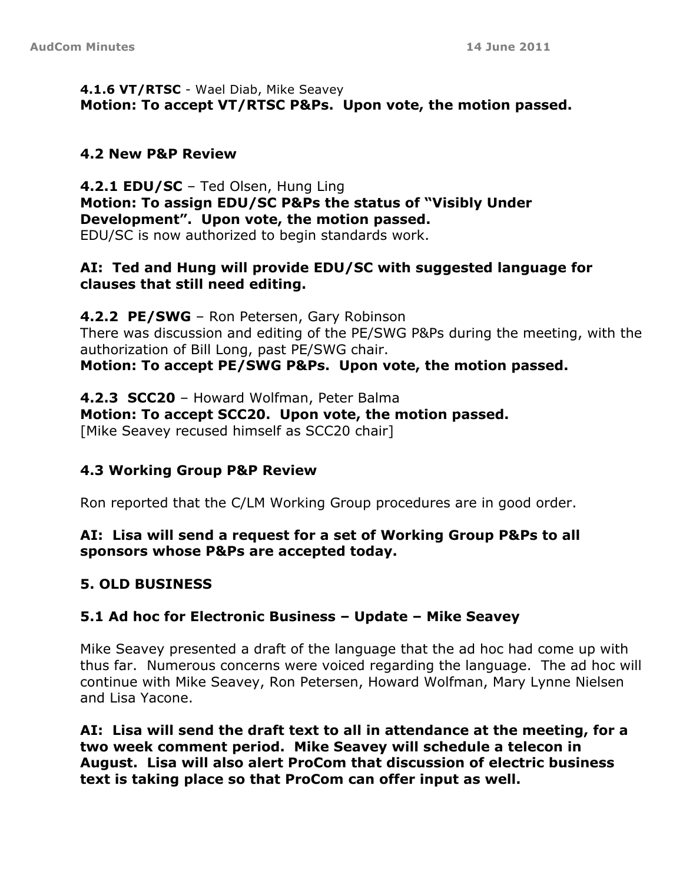**4.1.6 VT/RTSC** - Wael Diab, Mike Seavey
**Motion: To accept VT/RTSC P&Ps. Upon vote, the motion passed.**

### 4.2 New P&P Review

**4.2.1 EDU/SC** – Ted Olsen, Hung Ling
**Motion: To assign EDU/SC P&Ps the status of "Visibly Under Development". Upon vote, the motion passed.**
EDU/SC is now authorized to begin standards work.

**AI: Ted and Hung will provide EDU/SC with suggested language for clauses that still need editing.**

**4.2.2 PE/SWG** – Ron Petersen, Gary Robinson
There was discussion and editing of the PE/SWG P&Ps during the meeting, with the authorization of Bill Long, past PE/SWG chair.
**Motion: To accept PE/SWG P&Ps. Upon vote, the motion passed.**

**4.2.3 SCC20** – Howard Wolfman, Peter Balma
**Motion: To accept SCC20. Upon vote, the motion passed.**
[Mike Seavey recused himself as SCC20 chair]

### 4.3 Working Group P&P Review

Ron reported that the C/LM Working Group procedures are in good order.

**AI: Lisa will send a request for a set of Working Group P&Ps to all sponsors whose P&Ps are accepted today.**

## 5. OLD BUSINESS

### 5.1 Ad hoc for Electronic Business – Update – Mike Seavey

Mike Seavey presented a draft of the language that the ad hoc had come up with thus far. Numerous concerns were voiced regarding the language. The ad hoc will continue with Mike Seavey, Ron Petersen, Howard Wolfman, Mary Lynne Nielsen and Lisa Yacone.

**AI: Lisa will send the draft text to all in attendance at the meeting, for a two week comment period. Mike Seavey will schedule a telecon in August. Lisa will also alert ProCom that discussion of electric business text is taking place so that ProCom can offer input as well.**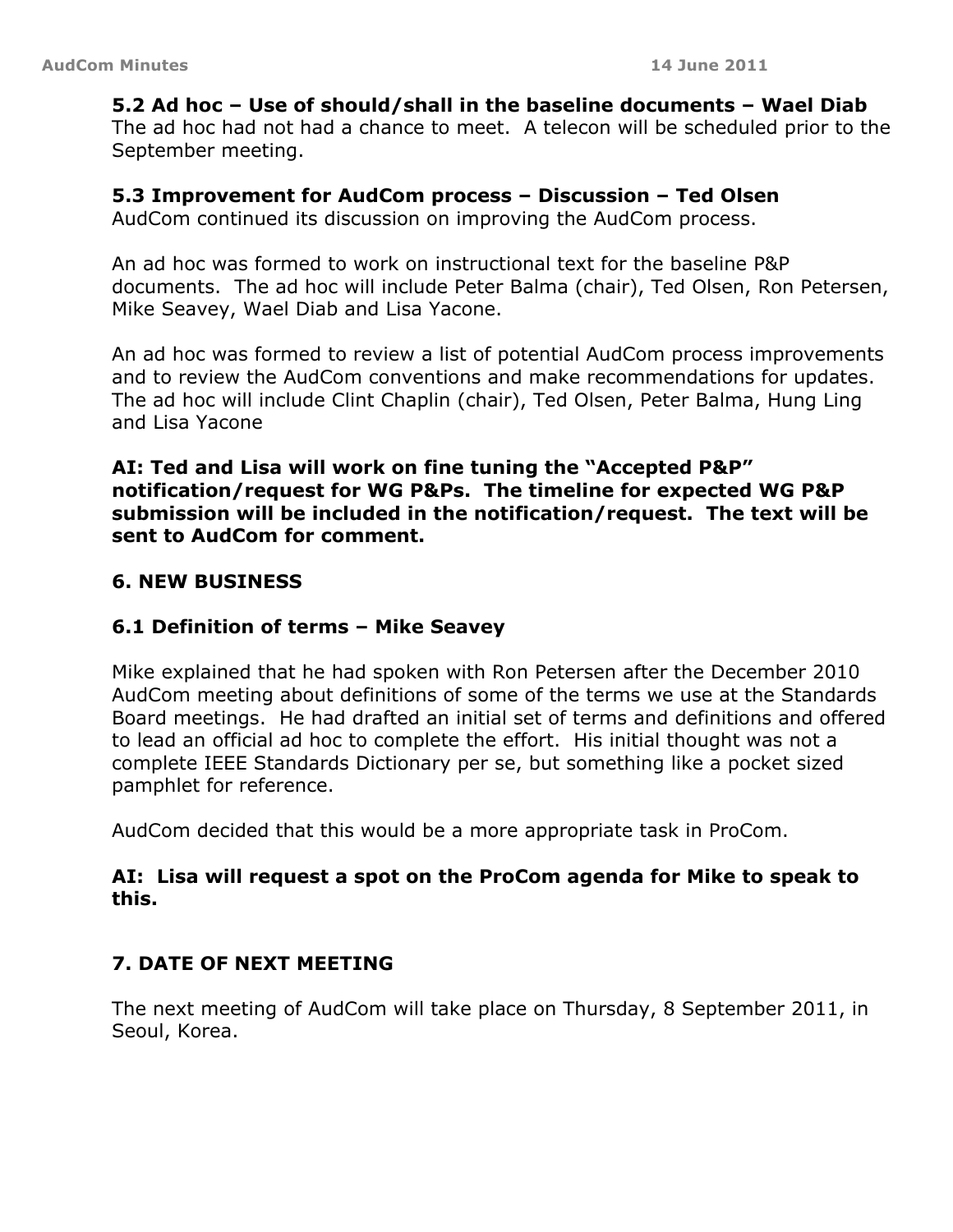**5.2 Ad hoc – Use of should/shall in the baseline documents – Wael Diab**
The ad hoc had not had a chance to meet. A telecon will be scheduled prior to the September meeting.

**5.3 Improvement for AudCom process – Discussion – Ted Olsen**
AudCom continued its discussion on improving the AudCom process.

An ad hoc was formed to work on instructional text for the baseline P&P documents. The ad hoc will include Peter Balma (chair), Ted Olsen, Ron Petersen, Mike Seavey, Wael Diab and Lisa Yacone.

An ad hoc was formed to review a list of potential AudCom process improvements and to review the AudCom conventions and make recommendations for updates. The ad hoc will include Clint Chaplin (chair), Ted Olsen, Peter Balma, Hung Ling and Lisa Yacone

**AI: Ted and Lisa will work on fine tuning the "Accepted P&P" notification/request for WG P&Ps. The timeline for expected WG P&P submission will be included in the notification/request. The text will be sent to AudCom for comment.**

## 6. NEW BUSINESS

### 6.1 Definition of terms – Mike Seavey

Mike explained that he had spoken with Ron Petersen after the December 2010 AudCom meeting about definitions of some of the terms we use at the Standards Board meetings. He had drafted an initial set of terms and definitions and offered to lead an official ad hoc to complete the effort. His initial thought was not a complete IEEE Standards Dictionary per se, but something like a pocket sized pamphlet for reference.

AudCom decided that this would be a more appropriate task in ProCom.

**AI: Lisa will request a spot on the ProCom agenda for Mike to speak to this.**

## 7. DATE OF NEXT MEETING

The next meeting of AudCom will take place on Thursday, 8 September 2011, in Seoul, Korea.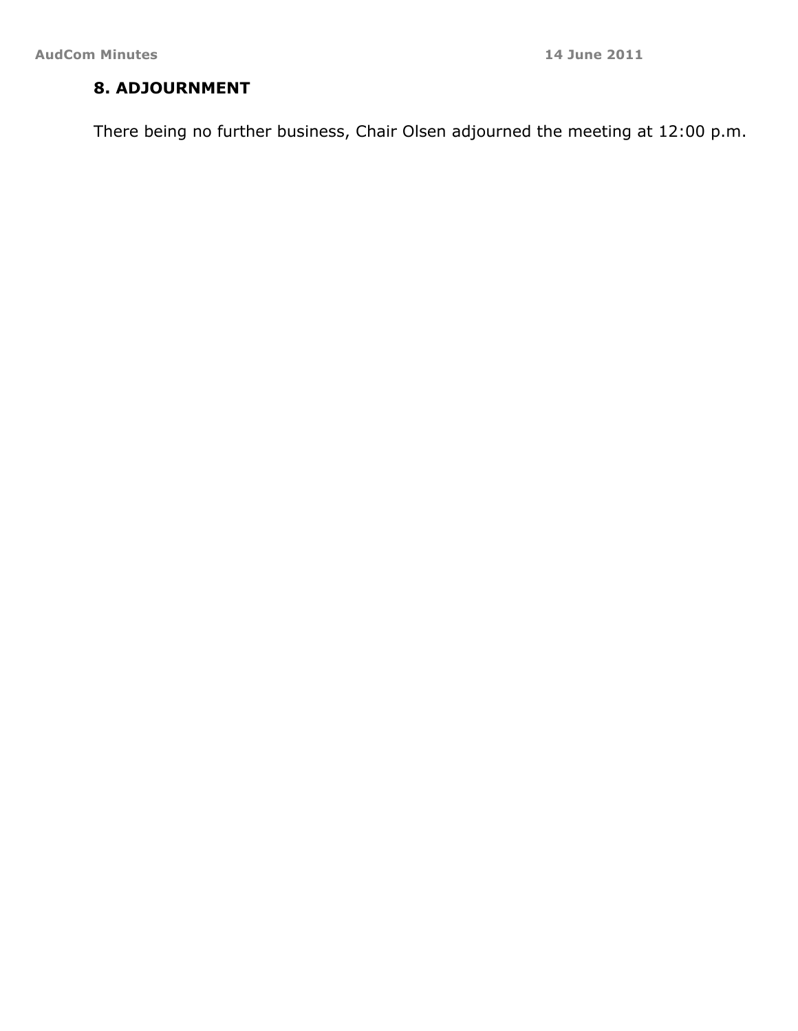## 8. ADJOURNMENT

There being no further business, Chair Olsen adjourned the meeting at 12:00 p.m.